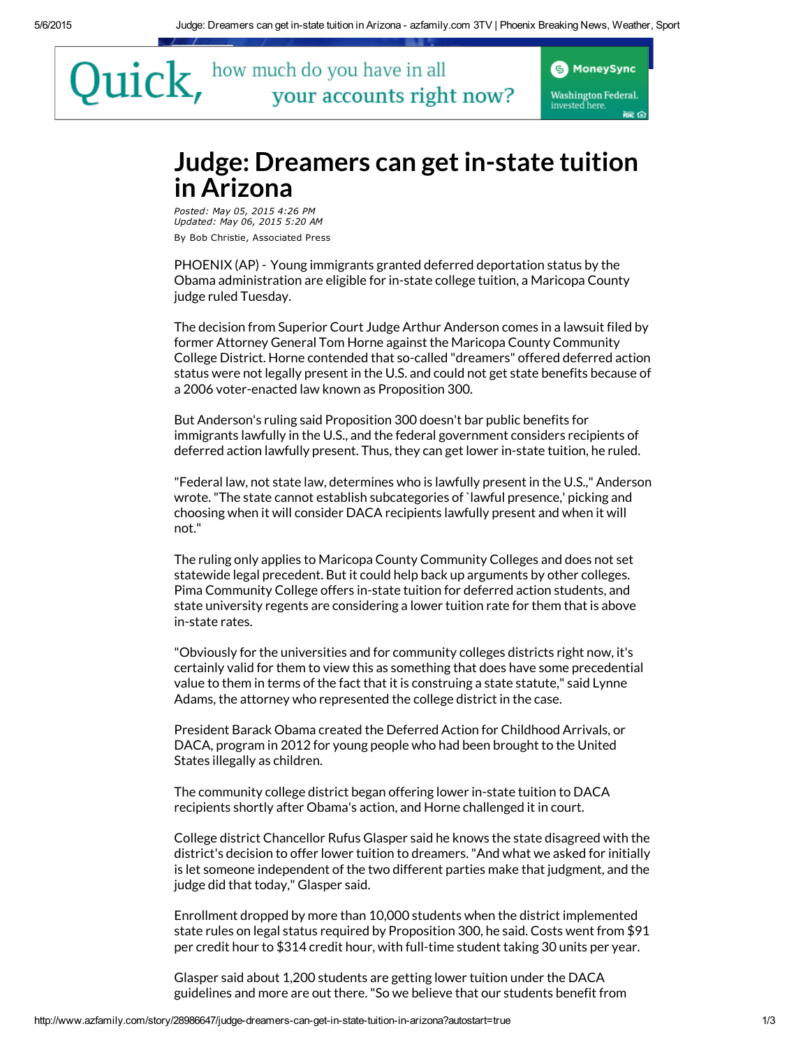# Judge: Dreamers can get in-state tuition in Arizona

*Posted: May 05, 2015 4:26 PM*
*Updated: May 06, 2015 5:20 AM*

By Bob Christie, Associated Press

PHOENIX (AP) - Young immigrants granted deferred deportation status by the Obama administration are eligible for in-state college tuition, a Maricopa County judge ruled Tuesday.

The decision from Superior Court Judge Arthur Anderson comes in a lawsuit filed by former Attorney General Tom Horne against the Maricopa County Community College District. Horne contended that so-called "dreamers" offered deferred action status were not legally present in the U.S. and could not get state benefits because of a 2006 voter-enacted law known as Proposition 300.

But Anderson's ruling said Proposition 300 doesn't bar public benefits for immigrants lawfully in the U.S., and the federal government considers recipients of deferred action lawfully present. Thus, they can get lower in-state tuition, he ruled.

"Federal law, not state law, determines who is lawfully present in the U.S.," Anderson wrote. "The state cannot establish subcategories of `lawful presence,' picking and choosing when it will consider DACA recipients lawfully present and when it will not."

The ruling only applies to Maricopa County Community Colleges and does not set statewide legal precedent. But it could help back up arguments by other colleges. Pima Community College offers in-state tuition for deferred action students, and state university regents are considering a lower tuition rate for them that is above in-state rates.

"Obviously for the universities and for community colleges districts right now, it's certainly valid for them to view this as something that does have some precedential value to them in terms of the fact that it is construing a state statute," said Lynne Adams, the attorney who represented the college district in the case.

President Barack Obama created the Deferred Action for Childhood Arrivals, or DACA, program in 2012 for young people who had been brought to the United States illegally as children.

The community college district began offering lower in-state tuition to DACA recipients shortly after Obama's action, and Horne challenged it in court.

College district Chancellor Rufus Glasper said he knows the state disagreed with the district's decision to offer lower tuition to dreamers. "And what we asked for initially is let someone independent of the two different parties make that judgment, and the judge did that today," Glasper said.

Enrollment dropped by more than 10,000 students when the district implemented state rules on legal status required by Proposition 300, he said. Costs went from $91 per credit hour to $314 credit hour, with full-time student taking 30 units per year.

Glasper said about 1,200 students are getting lower tuition under the DACA guidelines and more are out there. "So we believe that our students benefit from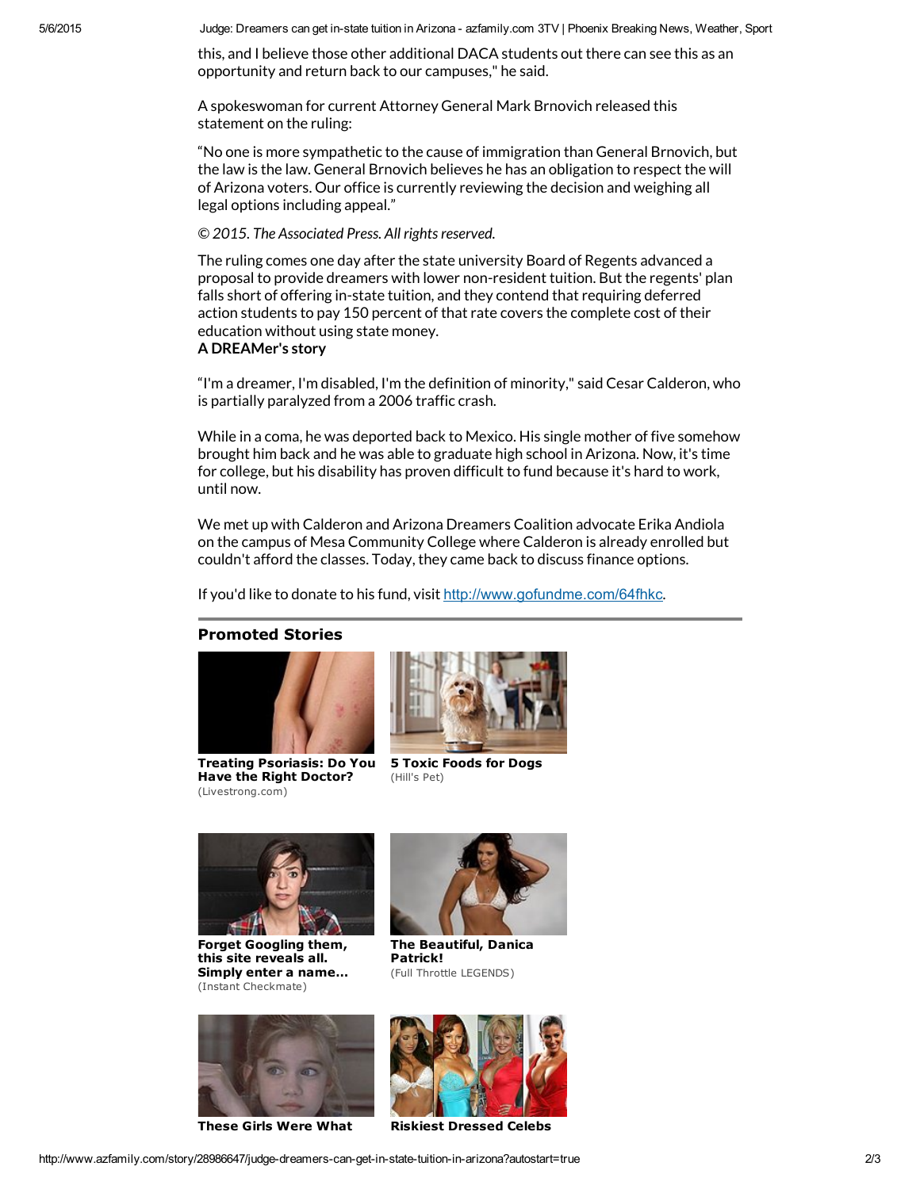this, and I believe those other additional DACA students out there can see this as an opportunity and return back to our campuses," he said.

A spokeswoman for current Attorney General Mark Brnovich released this statement on the ruling:

“No one is more sympathetic to the cause of immigration than General Brnovich, but the law is the law. General Brnovich believes he has an obligation to respect the will of Arizona voters. Our office is currently reviewing the decision and weighing all legal options including appeal.”

*© 2015. The Associated Press. All rights reserved.*

The ruling comes one day after the state university Board of Regents advanced a proposal to provide dreamers with lower non-resident tuition. But the regents' plan falls short of offering in-state tuition, and they contend that requiring deferred action students to pay 150 percent of that rate covers the complete cost of their education without using state money.

**A DREAMer's story**

“I'm a dreamer, I'm disabled, I'm the definition of minority," said Cesar Calderon, who is partially paralyzed from a 2006 traffic crash.

While in a coma, he was deported back to Mexico. His single mother of five somehow brought him back and he was able to graduate high school in Arizona. Now, it's time for college, but his disability has proven difficult to fund because it's hard to work, until now.

We met up with Calderon and Arizona Dreamers Coalition advocate Erika Andiola on the campus of Mesa Community College where Calderon is already enrolled but couldn't afford the classes. Today, they came back to discuss finance options.

If you'd like to donate to his fund, visit http://www.gofundme.com/64fhkc.

## Promoted Stories

**Treating Psoriasis: Do You Have the Right Doctor?**
(Livestrong.com)

**5 Toxic Foods for Dogs**
(Hill's Pet)

**Forget Googling them, this site reveals all. Simply enter a name...**
(Instant Checkmate)

**The Beautiful, Danica Patrick!**
(Full Throttle LEGENDS)

**These Girls Were What**

**Riskiest Dressed Celebs**